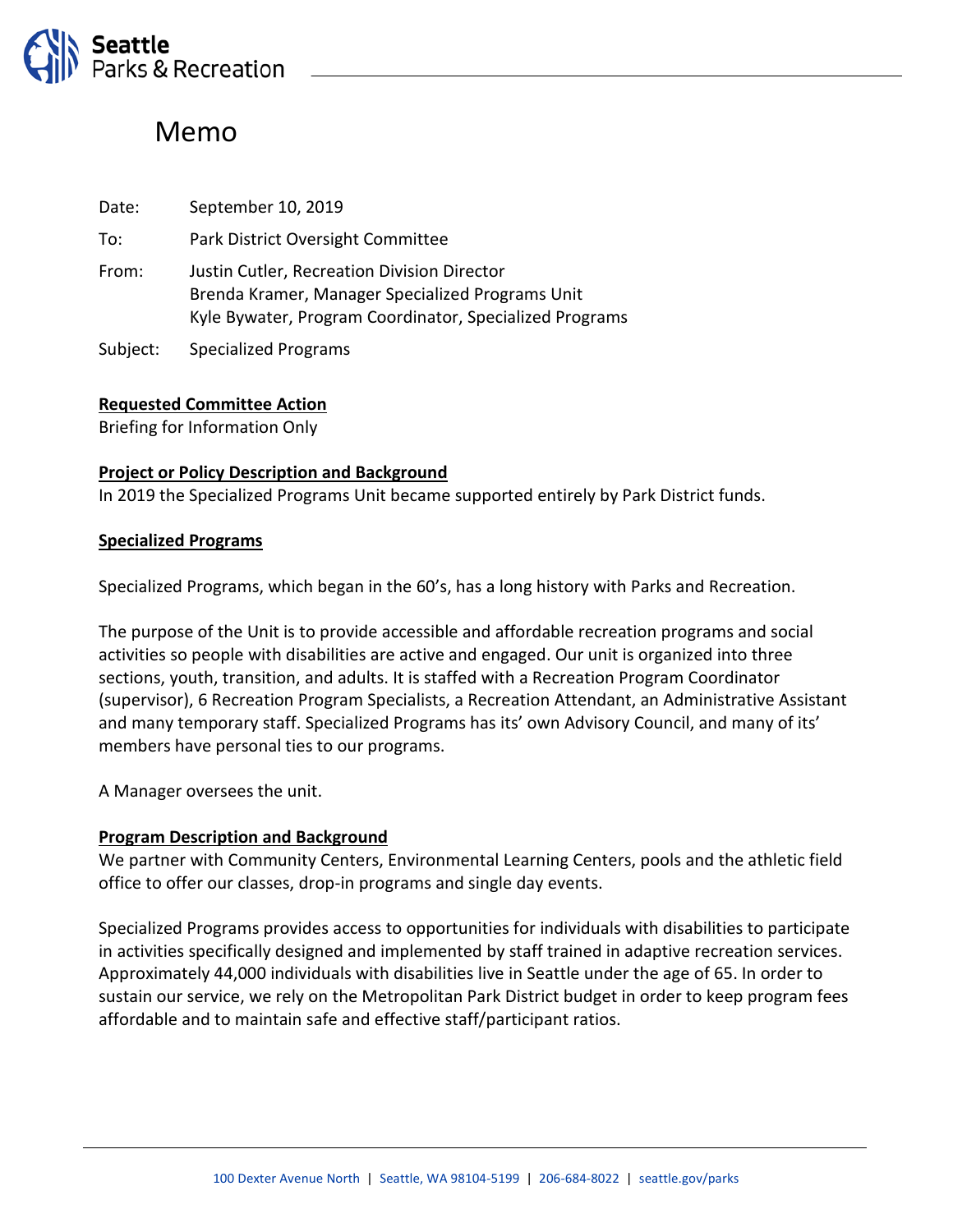# Memo

Date: September 10, 2019

To: Park District Oversight Committee

From: Justin Cutler, Recreation Division Director
Brenda Kramer, Manager Specialized Programs Unit
Kyle Bywater, Program Coordinator, Specialized Programs

Subject: Specialized Programs

**Requested Committee Action**

Briefing for Information Only

**Project or Policy Description and Background**

In 2019 the Specialized Programs Unit became supported entirely by Park District funds.

**Specialized Programs**

Specialized Programs, which began in the 60's, has a long history with Parks and Recreation.

The purpose of the Unit is to provide accessible and affordable recreation programs and social activities so people with disabilities are active and engaged. Our unit is organized into three sections, youth, transition, and adults. It is staffed with a Recreation Program Coordinator (supervisor), 6 Recreation Program Specialists, a Recreation Attendant, an Administrative Assistant and many temporary staff. Specialized Programs has its' own Advisory Council, and many of its' members have personal ties to our programs.

A Manager oversees the unit.

**Program Description and Background**

We partner with Community Centers, Environmental Learning Centers, pools and the athletic field office to offer our classes, drop-in programs and single day events.

Specialized Programs provides access to opportunities for individuals with disabilities to participate in activities specifically designed and implemented by staff trained in adaptive recreation services. Approximately 44,000 individuals with disabilities live in Seattle under the age of 65. In order to sustain our service, we rely on the Metropolitan Park District budget in order to keep program fees affordable and to maintain safe and effective staff/participant ratios.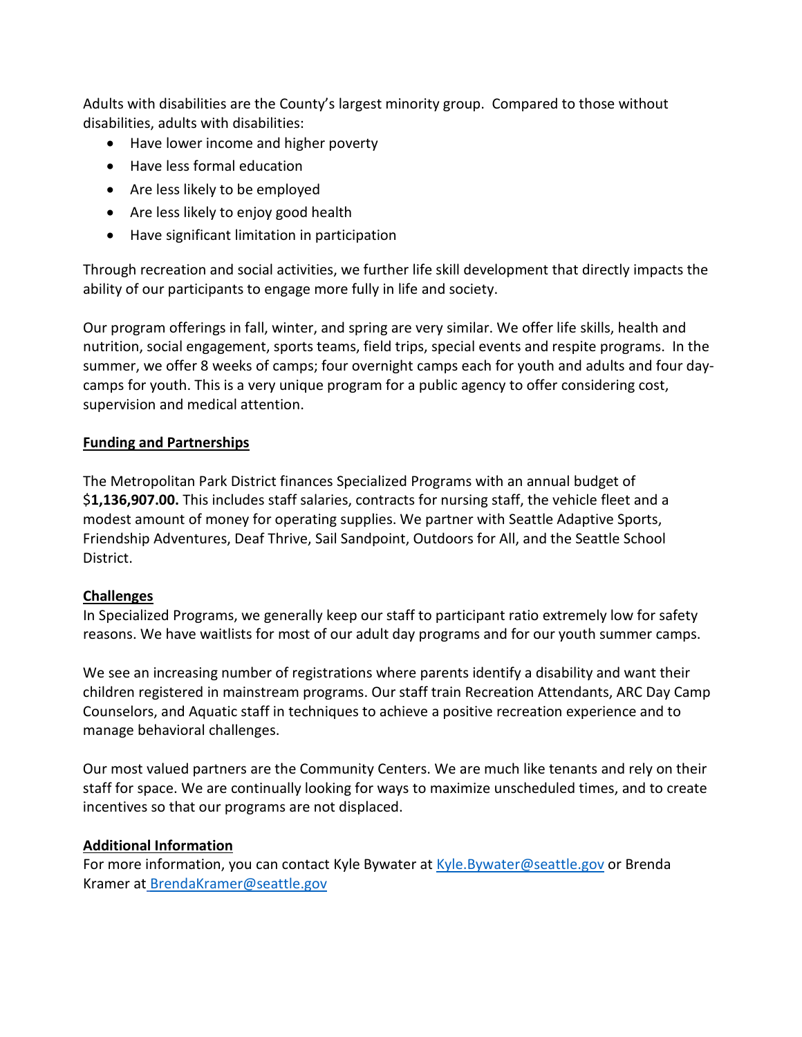Adults with disabilities are the County's largest minority group. Compared to those without disabilities, adults with disabilities:

- Have lower income and higher poverty
- Have less formal education
- Are less likely to be employed
- Are less likely to enjoy good health
- Have significant limitation in participation

Through recreation and social activities, we further life skill development that directly impacts the ability of our participants to engage more fully in life and society.

Our program offerings in fall, winter, and spring are very similar. We offer life skills, health and nutrition, social engagement, sports teams, field trips, special events and respite programs. In the summer, we offer 8 weeks of camps; four overnight camps each for youth and adults and four day-camps for youth. This is a very unique program for a public agency to offer considering cost, supervision and medical attention.

## Funding and Partnerships

The Metropolitan Park District finances Specialized Programs with an annual budget of $**1,136,907.00.** This includes staff salaries, contracts for nursing staff, the vehicle fleet and a modest amount of money for operating supplies. We partner with Seattle Adaptive Sports, Friendship Adventures, Deaf Thrive, Sail Sandpoint, Outdoors for All, and the Seattle School District.

## Challenges

In Specialized Programs, we generally keep our staff to participant ratio extremely low for safety reasons. We have waitlists for most of our adult day programs and for our youth summer camps.

We see an increasing number of registrations where parents identify a disability and want their children registered in mainstream programs. Our staff train Recreation Attendants, ARC Day Camp Counselors, and Aquatic staff in techniques to achieve a positive recreation experience and to manage behavioral challenges.

Our most valued partners are the Community Centers. We are much like tenants and rely on their staff for space. We are continually looking for ways to maximize unscheduled times, and to create incentives so that our programs are not displaced.

## Additional Information

For more information, you can contact Kyle Bywater at Kyle.Bywater@seattle.gov or Brenda Kramer at BrendaKramer@seattle.gov